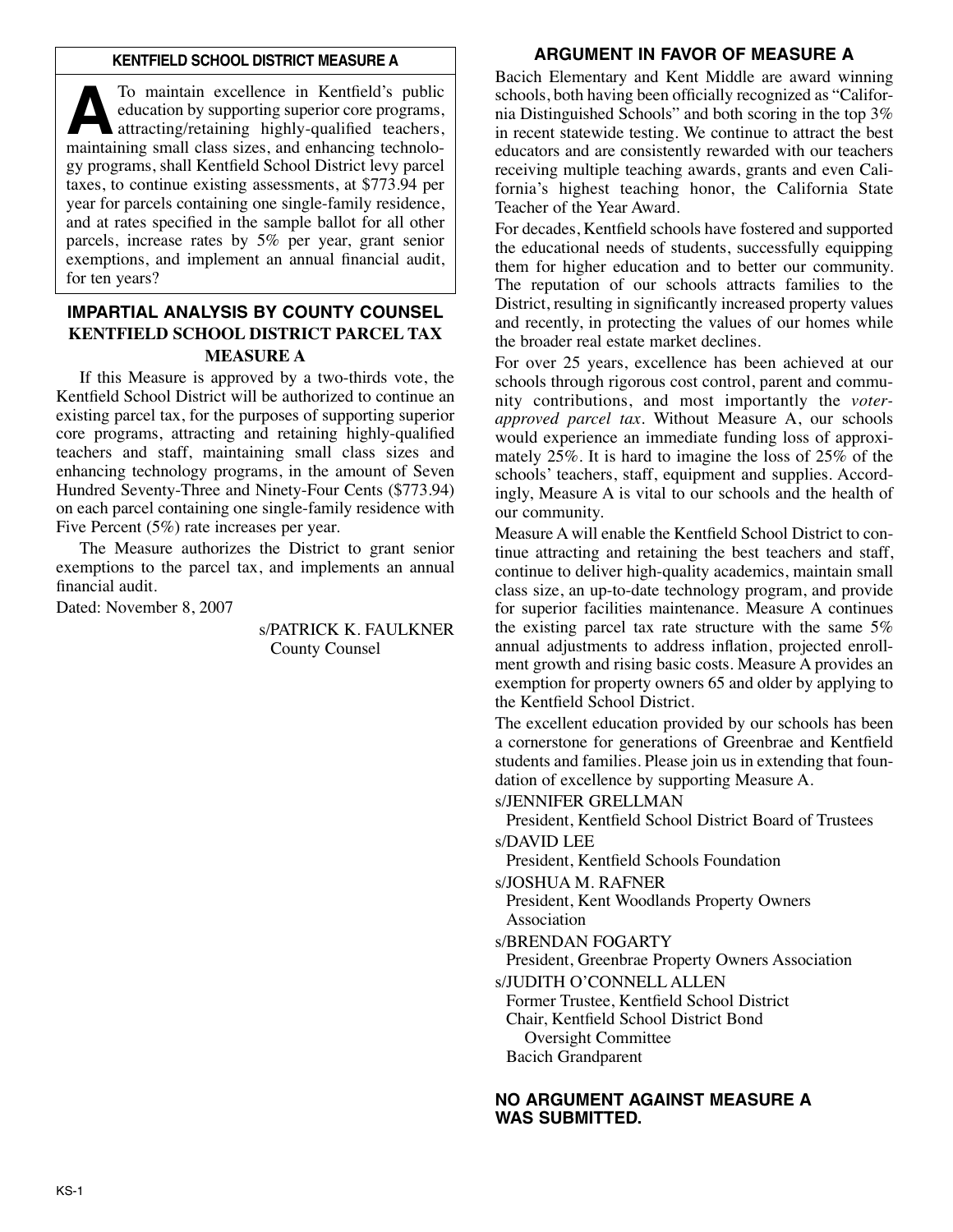## KENTFIELD SCHOOL DISTRICT MEASURE A

**A** To maintain excellence in Kentfield's public education by supporting superior core programs, attracting/retaining highly-qualified teachers, maintaining small class sizes, and enhancing technology programs, shall Kentfield School District levy parcel taxes, to continue existing assessments, at $773.94 per year for parcels containing one single-family residence, and at rates specified in the sample ballot for all other parcels, increase rates by 5% per year, grant senior exemptions, and implement an annual financial audit, for ten years?

## IMPARTIAL ANALYSIS BY COUNTY COUNSEL
### KENTFIELD SCHOOL DISTRICT PARCEL TAX MEASURE A

If this Measure is approved by a two-thirds vote, the Kentfield School District will be authorized to continue an existing parcel tax, for the purposes of supporting superior core programs, attracting and retaining highly-qualified teachers and staff, maintaining small class sizes and enhancing technology programs, in the amount of Seven Hundred Seventy-Three and Ninety-Four Cents ($773.94) on each parcel containing one single-family residence with Five Percent (5%) rate increases per year.

The Measure authorizes the District to grant senior exemptions to the parcel tax, and implements an annual financial audit.

Dated: November 8, 2007

s/PATRICK K. FAULKNER
County Counsel

## ARGUMENT IN FAVOR OF MEASURE A

Bacich Elementary and Kent Middle are award winning schools, both having been officially recognized as "California Distinguished Schools" and both scoring in the top 3% in recent statewide testing. We continue to attract the best educators and are consistently rewarded with our teachers receiving multiple teaching awards, grants and even California's highest teaching honor, the California State Teacher of the Year Award.

For decades, Kentfield schools have fostered and supported the educational needs of students, successfully equipping them for higher education and to better our community. The reputation of our schools attracts families to the District, resulting in significantly increased property values and recently, in protecting the values of our homes while the broader real estate market declines.

For over 25 years, excellence has been achieved at our schools through rigorous cost control, parent and community contributions, and most importantly the *voter-approved parcel tax*. Without Measure A, our schools would experience an immediate funding loss of approximately 25%. It is hard to imagine the loss of 25% of the schools' teachers, staff, equipment and supplies. Accordingly, Measure A is vital to our schools and the health of our community.

Measure A will enable the Kentfield School District to continue attracting and retaining the best teachers and staff, continue to deliver high-quality academics, maintain small class size, an up-to-date technology program, and provide for superior facilities maintenance. Measure A continues the existing parcel tax rate structure with the same 5% annual adjustments to address inflation, projected enrollment growth and rising basic costs. Measure A provides an exemption for property owners 65 and older by applying to the Kentfield School District.

The excellent education provided by our schools has been a cornerstone for generations of Greenbrae and Kentfield students and families. Please join us in extending that foundation of excellence by supporting Measure A.

s/JENNIFER GRELLMAN
President, Kentfield School District Board of Trustees

s/DAVID LEE
President, Kentfield Schools Foundation

s/JOSHUA M. RAFNER
President, Kent Woodlands Property Owners Association

s/BRENDAN FOGARTY
President, Greenbrae Property Owners Association

s/JUDITH O'CONNELL ALLEN
Former Trustee, Kentfield School District
Chair, Kentfield School District Bond Oversight Committee
Bacich Grandparent

**NO ARGUMENT AGAINST MEASURE A WAS SUBMITTED.**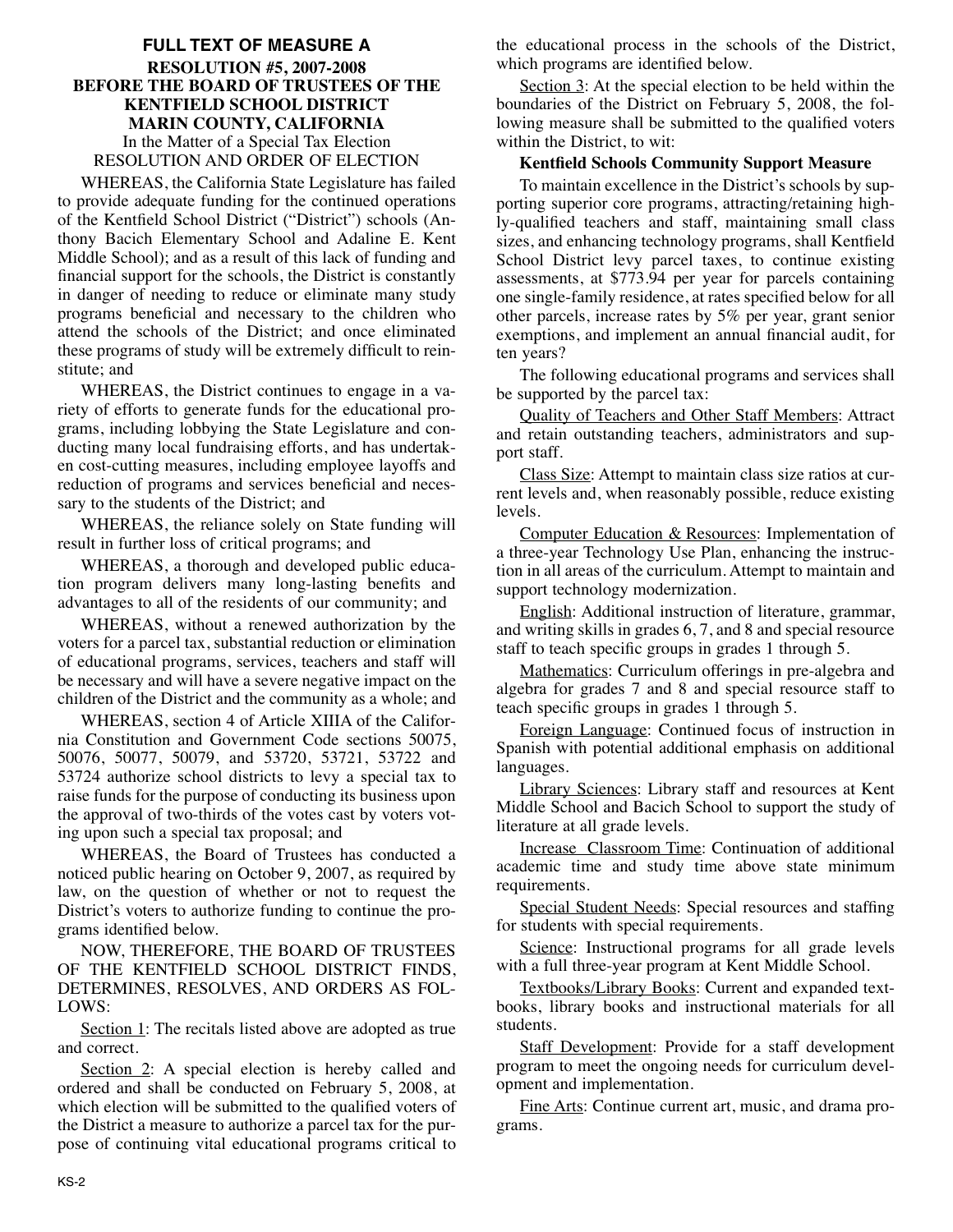## FULL TEXT OF MEASURE A

### RESOLUTION #5, 2007-2008
### BEFORE THE BOARD OF TRUSTEES OF THE KENTFIELD SCHOOL DISTRICT MARIN COUNTY, CALIFORNIA

In the Matter of a Special Tax Election
RESOLUTION AND ORDER OF ELECTION

WHEREAS, the California State Legislature has failed to provide adequate funding for the continued operations of the Kentfield School District ("District") schools (Anthony Bacich Elementary School and Adaline E. Kent Middle School); and as a result of this lack of funding and financial support for the schools, the District is constantly in danger of needing to reduce or eliminate many study programs beneficial and necessary to the children who attend the schools of the District; and once eliminated these programs of study will be extremely difficult to reinstitute; and

WHEREAS, the District continues to engage in a variety of efforts to generate funds for the educational programs, including lobbying the State Legislature and conducting many local fundraising efforts, and has undertaken cost-cutting measures, including employee layoffs and reduction of programs and services beneficial and necessary to the students of the District; and

WHEREAS, the reliance solely on State funding will result in further loss of critical programs; and

WHEREAS, a thorough and developed public education program delivers many long-lasting benefits and advantages to all of the residents of our community; and

WHEREAS, without a renewed authorization by the voters for a parcel tax, substantial reduction or elimination of educational programs, services, teachers and staff will be necessary and will have a severe negative impact on the children of the District and the community as a whole; and

WHEREAS, section 4 of Article XIIIA of the California Constitution and Government Code sections 50075, 50076, 50077, 50079, and 53720, 53721, 53722 and 53724 authorize school districts to levy a special tax to raise funds for the purpose of conducting its business upon the approval of two-thirds of the votes cast by voters voting upon such a special tax proposal; and

WHEREAS, the Board of Trustees has conducted a noticed public hearing on October 9, 2007, as required by law, on the question of whether or not to request the District's voters to authorize funding to continue the programs identified below.

NOW, THEREFORE, THE BOARD OF TRUSTEES OF THE KENTFIELD SCHOOL DISTRICT FINDS, DETERMINES, RESOLVES, AND ORDERS AS FOLLOWS:

Section 1: The recitals listed above are adopted as true and correct.

Section 2: A special election is hereby called and ordered and shall be conducted on February 5, 2008, at which election will be submitted to the qualified voters of the District a measure to authorize a parcel tax for the purpose of continuing vital educational programs critical to the educational process in the schools of the District, which programs are identified below.

Section 3: At the special election to be held within the boundaries of the District on February 5, 2008, the following measure shall be submitted to the qualified voters within the District, to wit:

**Kentfield Schools Community Support Measure**

To maintain excellence in the District's schools by supporting superior core programs, attracting/retaining highly-qualified teachers and staff, maintaining small class sizes, and enhancing technology programs, shall Kentfield School District levy parcel taxes, to continue existing assessments, at $773.94 per year for parcels containing one single-family residence, at rates specified below for all other parcels, increase rates by 5% per year, grant senior exemptions, and implement an annual financial audit, for ten years?

The following educational programs and services shall be supported by the parcel tax:

Quality of Teachers and Other Staff Members: Attract and retain outstanding teachers, administrators and support staff.

Class Size: Attempt to maintain class size ratios at current levels and, when reasonably possible, reduce existing levels.

Computer Education & Resources: Implementation of a three-year Technology Use Plan, enhancing the instruction in all areas of the curriculum. Attempt to maintain and support technology modernization.

English: Additional instruction of literature, grammar, and writing skills in grades 6, 7, and 8 and special resource staff to teach specific groups in grades 1 through 5.

Mathematics: Curriculum offerings in pre-algebra and algebra for grades 7 and 8 and special resource staff to teach specific groups in grades 1 through 5.

Foreign Language: Continued focus of instruction in Spanish with potential additional emphasis on additional languages.

Library Sciences: Library staff and resources at Kent Middle School and Bacich School to support the study of literature at all grade levels.

Increase Classroom Time: Continuation of additional academic time and study time above state minimum requirements.

Special Student Needs: Special resources and staffing for students with special requirements.

Science: Instructional programs for all grade levels with a full three-year program at Kent Middle School.

Textbooks/Library Books: Current and expanded textbooks, library books and instructional materials for all students.

Staff Development: Provide for a staff development program to meet the ongoing needs for curriculum development and implementation.

Fine Arts: Continue current art, music, and drama programs.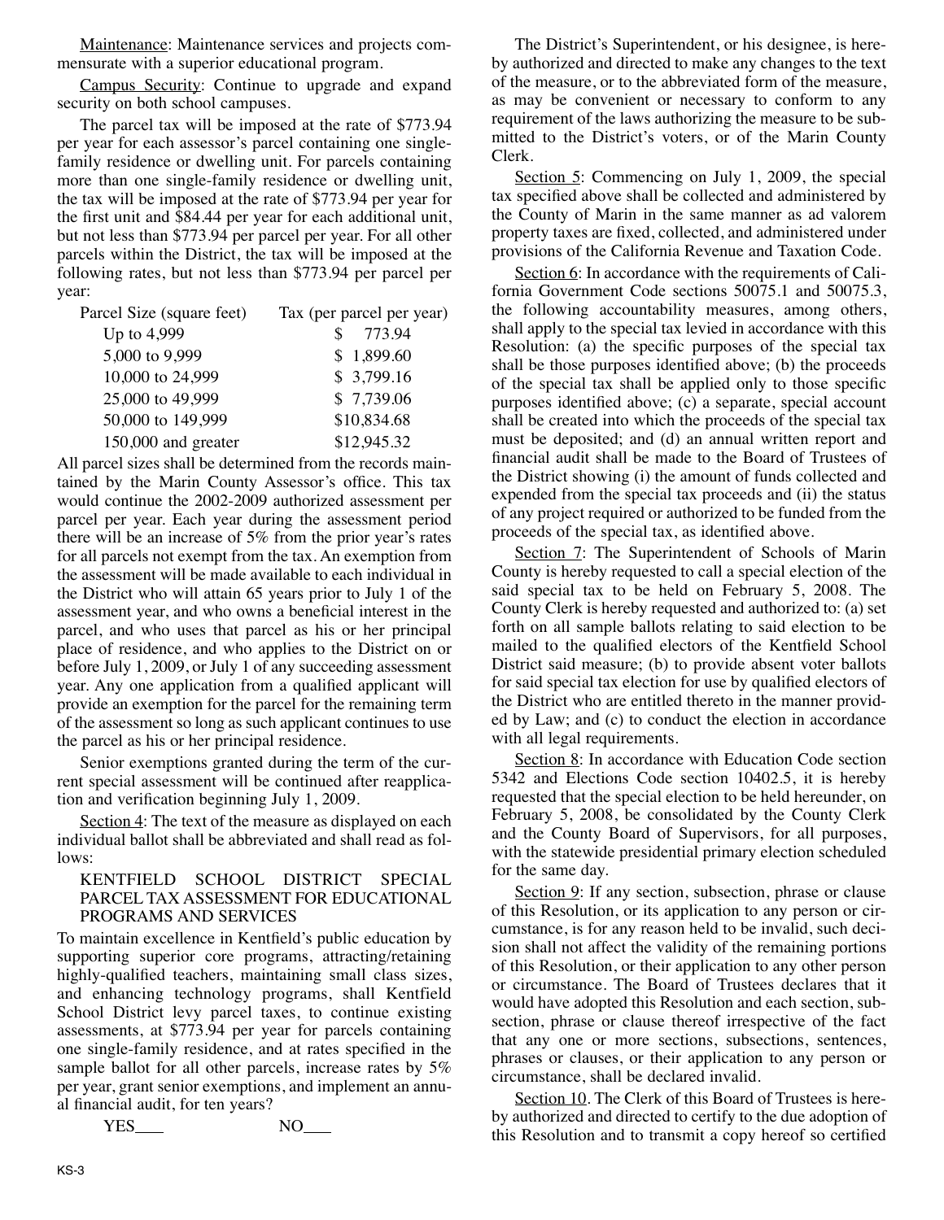Maintenance: Maintenance services and projects commensurate with a superior educational program.

Campus Security: Continue to upgrade and expand security on both school campuses.

The parcel tax will be imposed at the rate of $773.94 per year for each assessor's parcel containing one single-family residence or dwelling unit. For parcels containing more than one single-family residence or dwelling unit, the tax will be imposed at the rate of $773.94 per year for the first unit and $84.44 per year for each additional unit, but not less than $773.94 per parcel per year. For all other parcels within the District, the tax will be imposed at the following rates, but not less than $773.94 per parcel per year:

| Parcel Size (square feet) | Tax (per parcel per year) |
|---|---|
| Up to 4,999 | $ 773.94 |
| 5,000 to 9,999 | $ 1,899.60 |
| 10,000 to 24,999 | $ 3,799.16 |
| 25,000 to 49,999 | $ 7,739.06 |
| 50,000 to 149,999 | $10,834.68 |
| 150,000 and greater | $12,945.32 |

All parcel sizes shall be determined from the records maintained by the Marin County Assessor's office. This tax would continue the 2002-2009 authorized assessment per parcel per year. Each year during the assessment period there will be an increase of 5% from the prior year's rates for all parcels not exempt from the tax. An exemption from the assessment will be made available to each individual in the District who will attain 65 years prior to July 1 of the assessment year, and who owns a beneficial interest in the parcel, and who uses that parcel as his or her principal place of residence, and who applies to the District on or before July 1, 2009, or July 1 of any succeeding assessment year. Any one application from a qualified applicant will provide an exemption for the parcel for the remaining term of the assessment so long as such applicant continues to use the parcel as his or her principal residence.

Senior exemptions granted during the term of the current special assessment will be continued after reapplication and verification beginning July 1, 2009.

Section 4: The text of the measure as displayed on each individual ballot shall be abbreviated and shall read as follows:

KENTFIELD SCHOOL DISTRICT SPECIAL PARCEL TAX ASSESSMENT FOR EDUCATIONAL PROGRAMS AND SERVICES

To maintain excellence in Kentfield's public education by supporting superior core programs, attracting/retaining highly-qualified teachers, maintaining small class sizes, and enhancing technology programs, shall Kentfield School District levy parcel taxes, to continue existing assessments, at $773.94 per year for parcels containing one single-family residence, and at rates specified in the sample ballot for all other parcels, increase rates by 5% per year, grant senior exemptions, and implement an annual financial audit, for ten years?

YES___ NO___

The District's Superintendent, or his designee, is hereby authorized and directed to make any changes to the text of the measure, or to the abbreviated form of the measure, as may be convenient or necessary to conform to any requirement of the laws authorizing the measure to be submitted to the District's voters, or of the Marin County Clerk.

Section 5: Commencing on July 1, 2009, the special tax specified above shall be collected and administered by the County of Marin in the same manner as ad valorem property taxes are fixed, collected, and administered under provisions of the California Revenue and Taxation Code.

Section 6: In accordance with the requirements of California Government Code sections 50075.1 and 50075.3, the following accountability measures, among others, shall apply to the special tax levied in accordance with this Resolution: (a) the specific purposes of the special tax shall be those purposes identified above; (b) the proceeds of the special tax shall be applied only to those specific purposes identified above; (c) a separate, special account shall be created into which the proceeds of the special tax must be deposited; and (d) an annual written report and financial audit shall be made to the Board of Trustees of the District showing (i) the amount of funds collected and expended from the special tax proceeds and (ii) the status of any project required or authorized to be funded from the proceeds of the special tax, as identified above.

Section 7: The Superintendent of Schools of Marin County is hereby requested to call a special election of the said special tax to be held on February 5, 2008. The County Clerk is hereby requested and authorized to: (a) set forth on all sample ballots relating to said election to be mailed to the qualified electors of the Kentfield School District said measure; (b) to provide absent voter ballots for said special tax election for use by qualified electors of the District who are entitled thereto in the manner provided by Law; and (c) to conduct the election in accordance with all legal requirements.

Section 8: In accordance with Education Code section 5342 and Elections Code section 10402.5, it is hereby requested that the special election to be held hereunder, on February 5, 2008, be consolidated by the County Clerk and the County Board of Supervisors, for all purposes, with the statewide presidential primary election scheduled for the same day.

Section 9: If any section, subsection, phrase or clause of this Resolution, or its application to any person or circumstance, is for any reason held to be invalid, such decision shall not affect the validity of the remaining portions of this Resolution, or their application to any other person or circumstance. The Board of Trustees declares that it would have adopted this Resolution and each section, subsection, phrase or clause thereof irrespective of the fact that any one or more sections, subsections, sentences, phrases or clauses, or their application to any person or circumstance, shall be declared invalid.

Section 10. The Clerk of this Board of Trustees is hereby authorized and directed to certify to the due adoption of this Resolution and to transmit a copy hereof so certified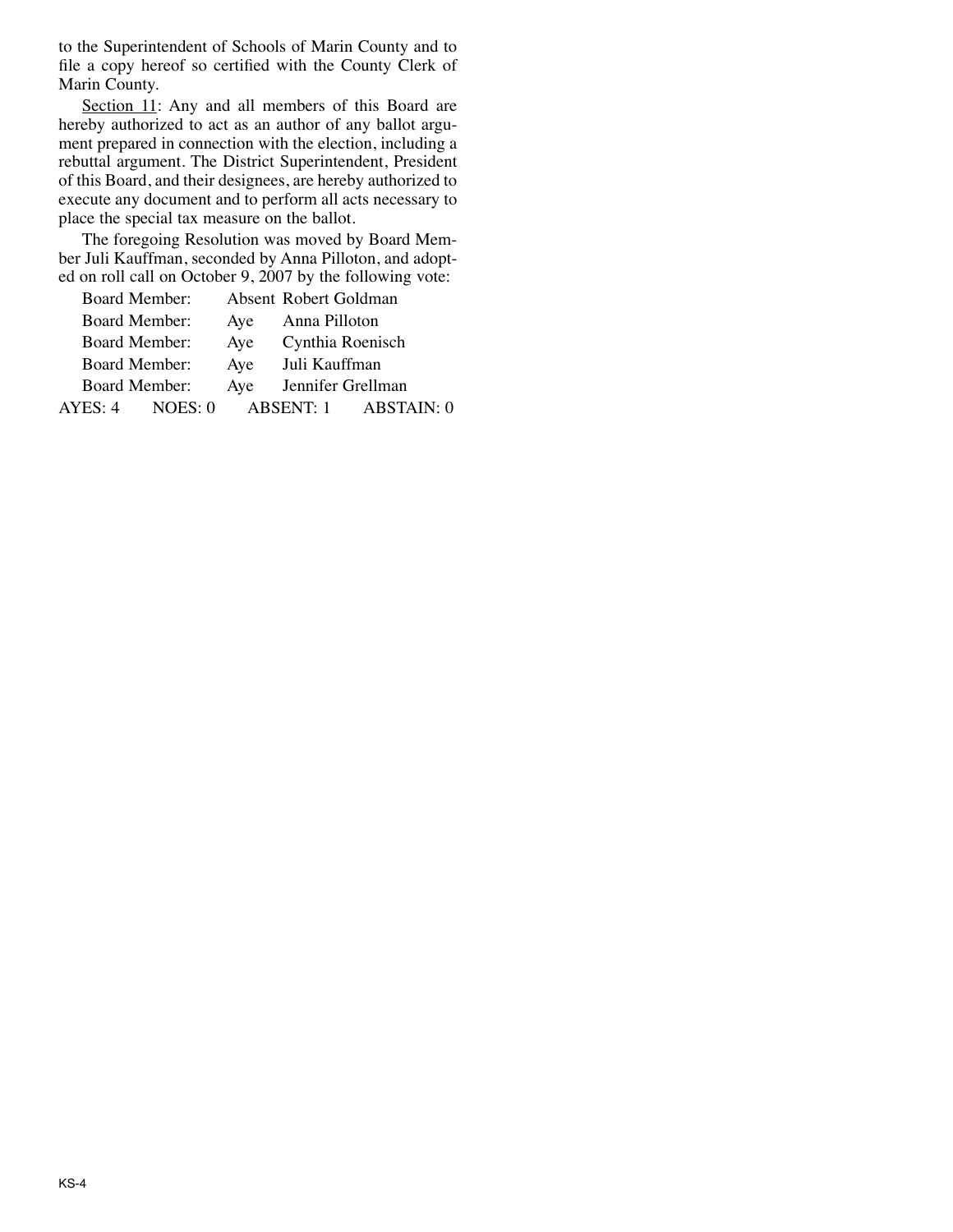to the Superintendent of Schools of Marin County and to file a copy hereof so certified with the County Clerk of Marin County.

Section 11: Any and all members of this Board are hereby authorized to act as an author of any ballot argument prepared in connection with the election, including a rebuttal argument. The District Superintendent, President of this Board, and their designees, are hereby authorized to execute any document and to perform all acts necessary to place the special tax measure on the ballot.

The foregoing Resolution was moved by Board Member Juli Kauffman, seconded by Anna Pilloton, and adopted on roll call on October 9, 2007 by the following vote:

| | | |
|---|---|---|
| Board Member: | Absent | Robert Goldman |
| Board Member: | Aye | Anna Pilloton |
| Board Member: | Aye | Cynthia Roenisch |
| Board Member: | Aye | Juli Kauffman |
| Board Member: | Aye | Jennifer Grellman |

AYES: 4 NOES: 0 ABSENT: 1 ABSTAIN: 0